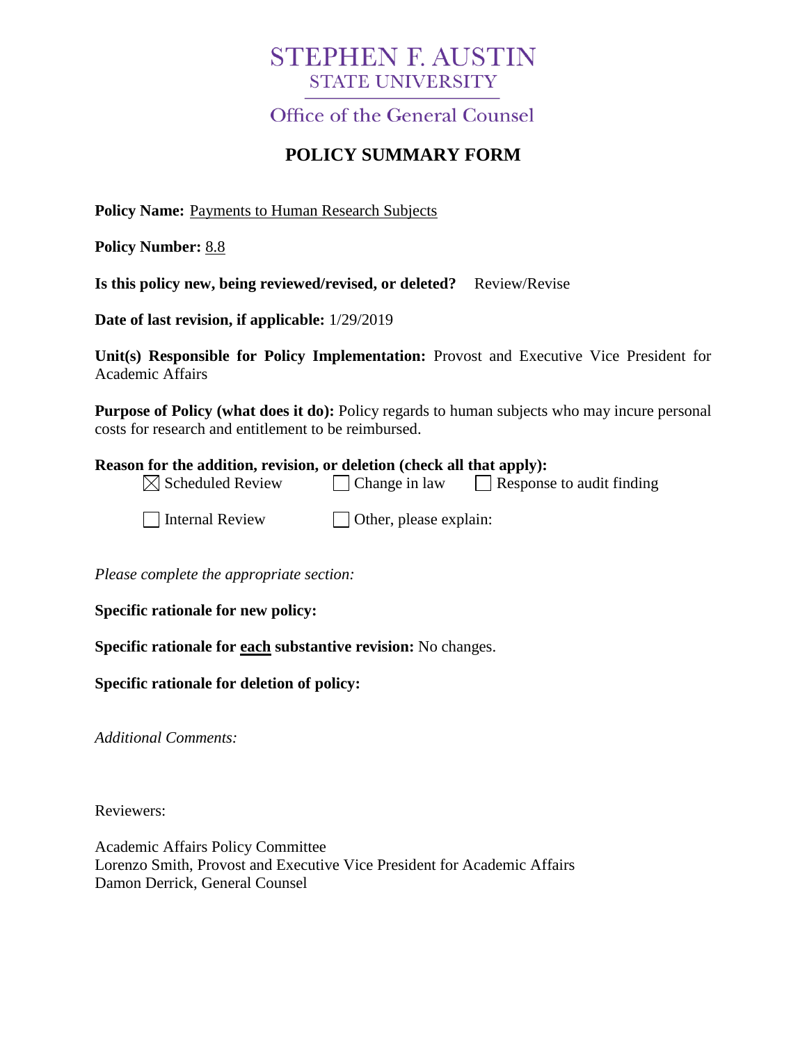# STEPHEN F. AUSTIN
## STATE UNIVERSITY

### Office of the General Counsel

## POLICY SUMMARY FORM

**Policy Name:** Payments to Human Research Subjects

**Policy Number:** 8.8

**Is this policy new, being reviewed/revised, or deleted?** Review/Revise

**Date of last revision, if applicable:** 1/29/2019

**Unit(s) Responsible for Policy Implementation:** Provost and Executive Vice President for Academic Affairs

**Purpose of Policy (what does it do):** Policy regards to human subjects who may incure personal costs for research and entitlement to be reimbursed.

**Reason for the addition, revision, or deletion (check all that apply):**

- [x] Scheduled Review
- [ ] Change in law
- [ ] Response to audit finding
- [ ] Internal Review
- [ ] Other, please explain:

*Please complete the appropriate section:*

**Specific rationale for new policy:**

**Specific rationale for each substantive revision:** No changes.

**Specific rationale for deletion of policy:**

*Additional Comments:*

Reviewers:

Academic Affairs Policy Committee
Lorenzo Smith, Provost and Executive Vice President for Academic Affairs
Damon Derrick, General Counsel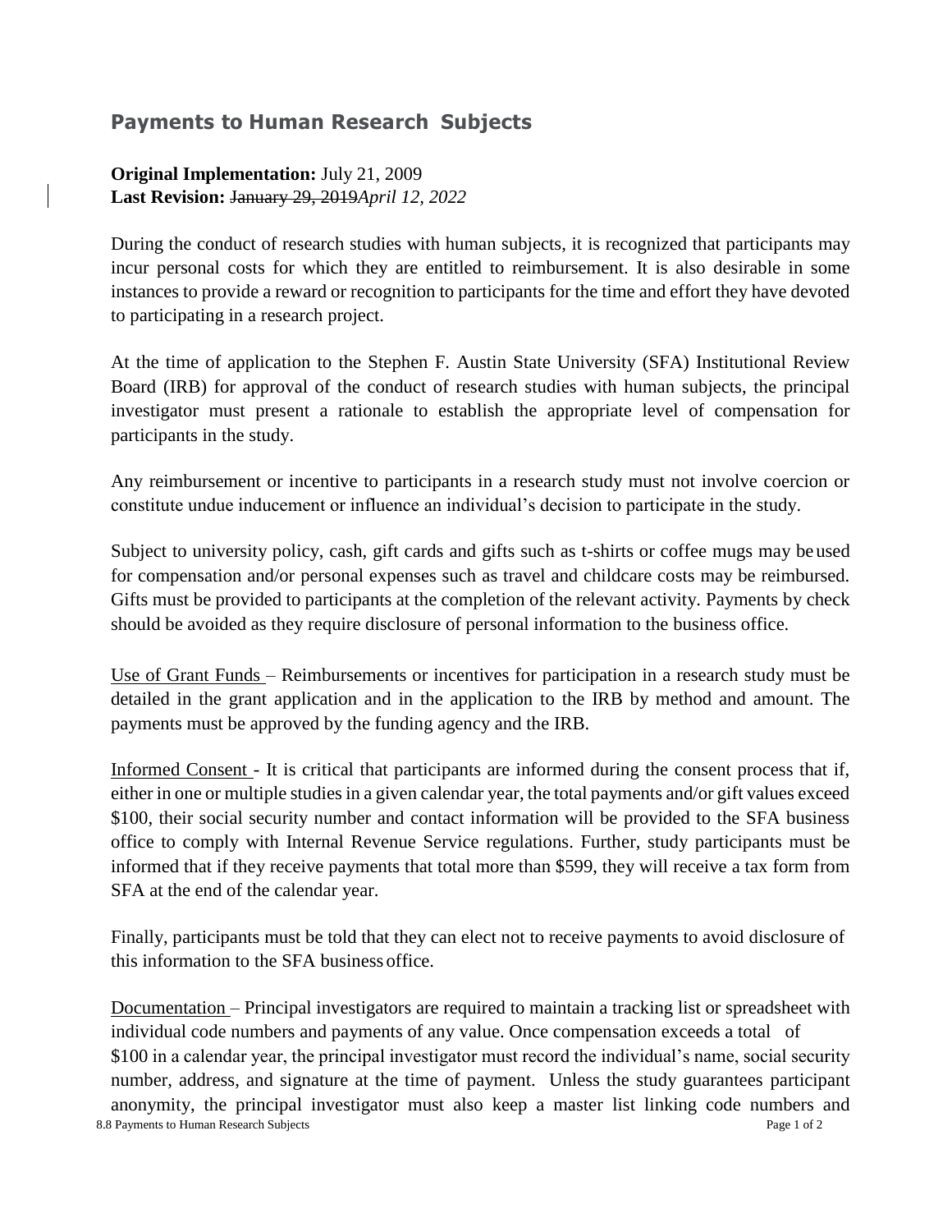## Payments to Human Research Subjects

**Original Implementation:** July 21, 2009
**Last Revision:** ~~January 29, 2019~~*April 12, 2022*

During the conduct of research studies with human subjects, it is recognized that participants may incur personal costs for which they are entitled to reimbursement. It is also desirable in some instances to provide a reward or recognition to participants for the time and effort they have devoted to participating in a research project.

At the time of application to the Stephen F. Austin State University (SFA) Institutional Review Board (IRB) for approval of the conduct of research studies with human subjects, the principal investigator must present a rationale to establish the appropriate level of compensation for participants in the study.

Any reimbursement or incentive to participants in a research study must not involve coercion or constitute undue inducement or influence an individual's decision to participate in the study.

Subject to university policy, cash, gift cards and gifts such as t-shirts or coffee mugs may be used for compensation and/or personal expenses such as travel and childcare costs may be reimbursed. Gifts must be provided to participants at the completion of the relevant activity. Payments by check should be avoided as they require disclosure of personal information to the business office.

Use of Grant Funds – Reimbursements or incentives for participation in a research study must be detailed in the grant application and in the application to the IRB by method and amount. The payments must be approved by the funding agency and the IRB.

Informed Consent - It is critical that participants are informed during the consent process that if, either in one or multiple studies in a given calendar year, the total payments and/or gift values exceed $100, their social security number and contact information will be provided to the SFA business office to comply with Internal Revenue Service regulations. Further, study participants must be informed that if they receive payments that total more than $599, they will receive a tax form from SFA at the end of the calendar year.

Finally, participants must be told that they can elect not to receive payments to avoid disclosure of this information to the SFA business office.

Documentation – Principal investigators are required to maintain a tracking list or spreadsheet with individual code numbers and payments of any value. Once compensation exceeds a total of $100 in a calendar year, the principal investigator must record the individual's name, social security number, address, and signature at the time of payment. Unless the study guarantees participant anonymity, the principal investigator must also keep a master list linking code numbers and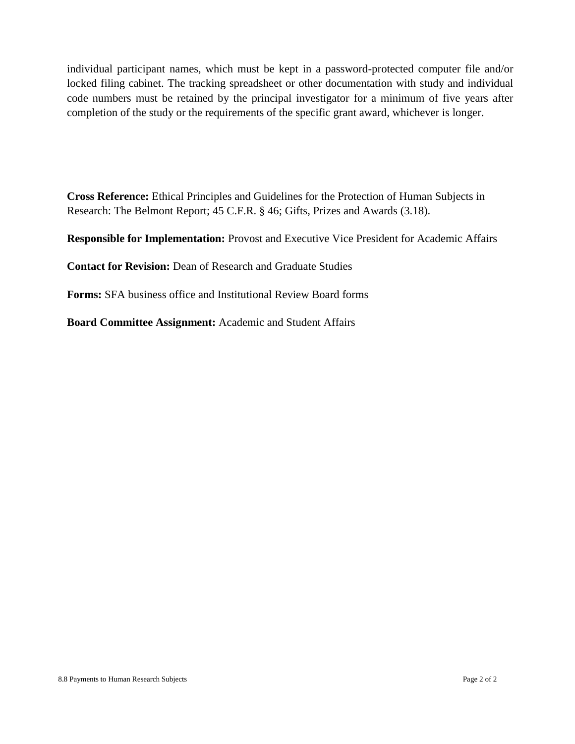individual participant names, which must be kept in a password-protected computer file and/or locked filing cabinet. The tracking spreadsheet or other documentation with study and individual code numbers must be retained by the principal investigator for a minimum of five years after completion of the study or the requirements of the specific grant award, whichever is longer.

**Cross Reference:** Ethical Principles and Guidelines for the Protection of Human Subjects in Research: The Belmont Report; 45 C.F.R. § 46; Gifts, Prizes and Awards (3.18).

**Responsible for Implementation:** Provost and Executive Vice President for Academic Affairs

**Contact for Revision:** Dean of Research and Graduate Studies

**Forms:** SFA business office and Institutional Review Board forms

**Board Committee Assignment:** Academic and Student Affairs